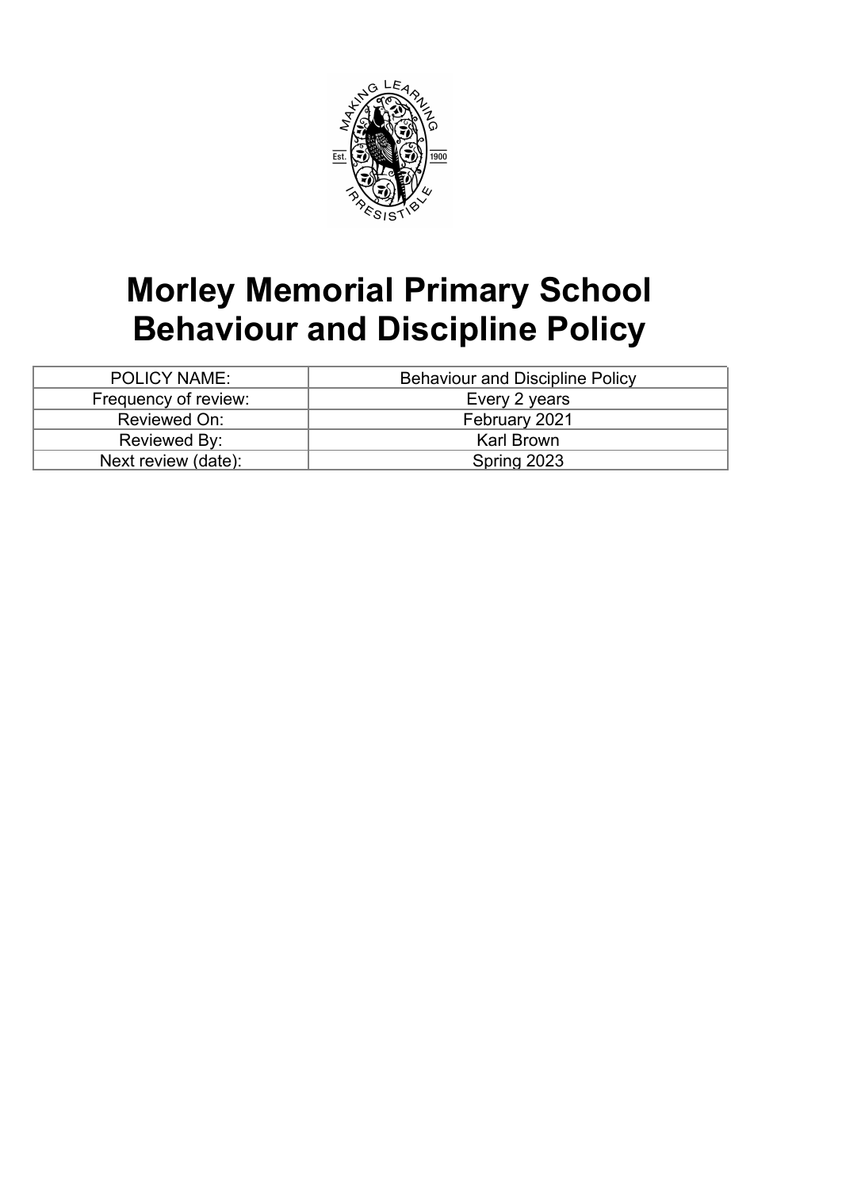# Morley Memorial Primary School Behaviour and Discipline Policy

| POLICY NAME: | Behaviour and Discipline Policy |
|---|---|
| Frequency of review: | Every 2 years |
| Reviewed On: | February 2021 |
| Reviewed By: | Karl Brown |
| Next review (date): | Spring 2023 |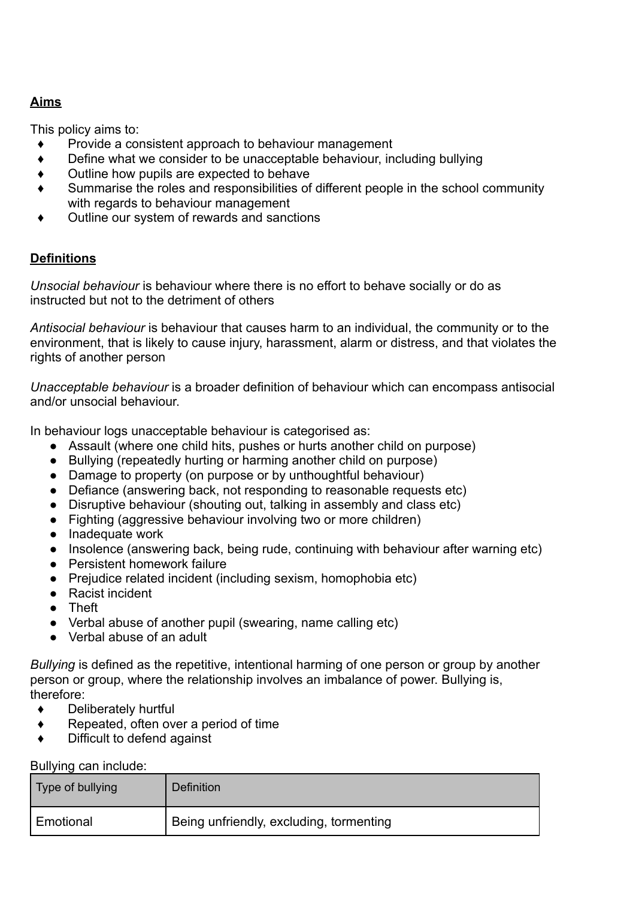## **Aims**

This policy aims to:

- Provide a consistent approach to behaviour management
- Define what we consider to be unacceptable behaviour, including bullying
- Outline how pupils are expected to behave
- Summarise the roles and responsibilities of different people in the school community with regards to behaviour management
- Outline our system of rewards and sanctions

## **Definitions**

*Unsocial behaviour* is behaviour where there is no effort to behave socially or do as instructed but not to the detriment of others

*Antisocial behaviour* is behaviour that causes harm to an individual, the community or to the environment, that is likely to cause injury, harassment, alarm or distress, and that violates the rights of another person

*Unacceptable behaviour* is a broader definition of behaviour which can encompass antisocial and/or unsocial behaviour.

In behaviour logs unacceptable behaviour is categorised as:

- Assault (where one child hits, pushes or hurts another child on purpose)
- Bullying (repeatedly hurting or harming another child on purpose)
- Damage to property (on purpose or by unthoughtful behaviour)
- Defiance (answering back, not responding to reasonable requests etc)
- Disruptive behaviour (shouting out, talking in assembly and class etc)
- Fighting (aggressive behaviour involving two or more children)
- Inadequate work
- Insolence (answering back, being rude, continuing with behaviour after warning etc)
- Persistent homework failure
- Prejudice related incident (including sexism, homophobia etc)
- Racist incident
- Theft
- Verbal abuse of another pupil (swearing, name calling etc)
- Verbal abuse of an adult

*Bullying* is defined as the repetitive, intentional harming of one person or group by another person or group, where the relationship involves an imbalance of power. Bullying is, therefore:

- Deliberately hurtful
- Repeated, often over a period of time
- Difficult to defend against

Bullying can include:

| Type of bullying | Definition |
|---|---|
| Emotional | Being unfriendly, excluding, tormenting |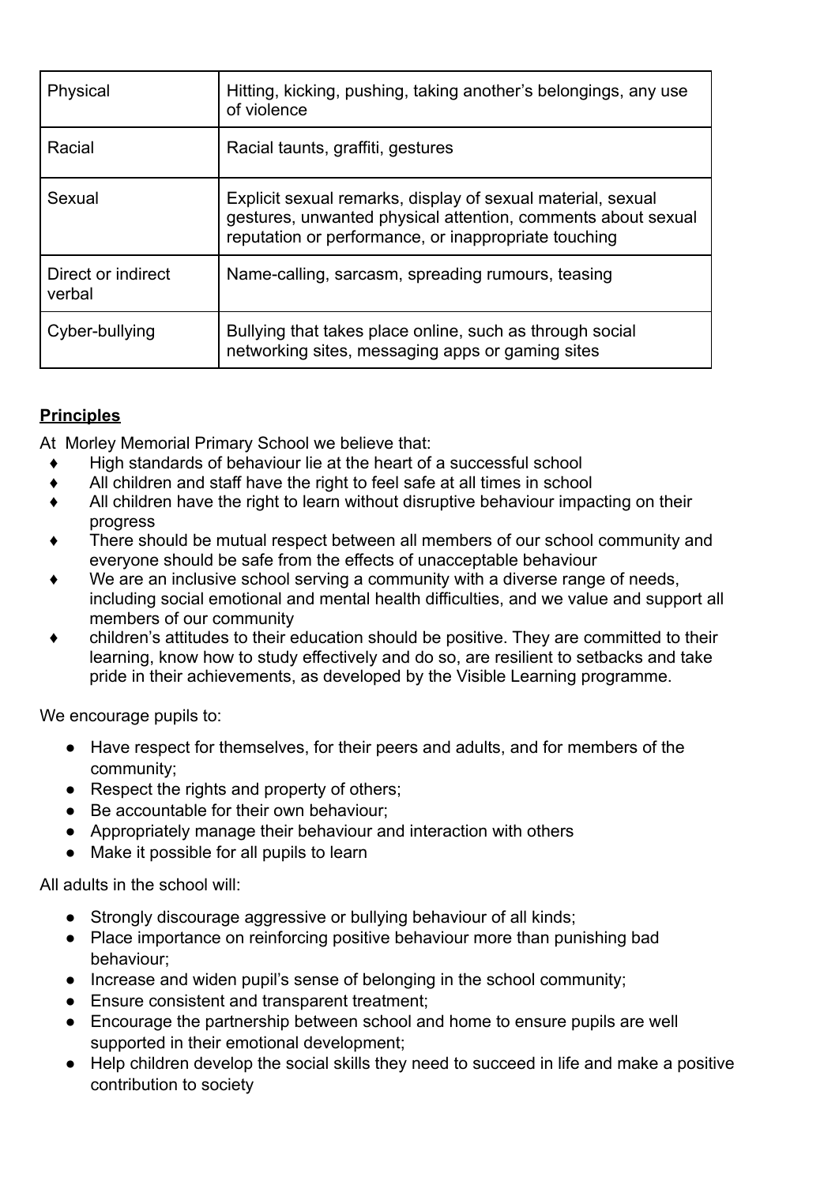| Physical | Hitting, kicking, pushing, taking another's belongings, any use of violence |
|---|---|
| Racial | Racial taunts, graffiti, gestures |
| Sexual | Explicit sexual remarks, display of sexual material, sexual gestures, unwanted physical attention, comments about sexual reputation or performance, or inappropriate touching |
| Direct or indirect verbal | Name-calling, sarcasm, spreading rumours, teasing |
| Cyber-bullying | Bullying that takes place online, such as through social networking sites, messaging apps or gaming sites |

**Principles**

At Morley Memorial Primary School we believe that:

- ♦ High standards of behaviour lie at the heart of a successful school
- ♦ All children and staff have the right to feel safe at all times in school
- ♦ All children have the right to learn without disruptive behaviour impacting on their progress
- ♦ There should be mutual respect between all members of our school community and everyone should be safe from the effects of unacceptable behaviour
- ♦ We are an inclusive school serving a community with a diverse range of needs, including social emotional and mental health difficulties, and we value and support all members of our community
- ♦ children's attitudes to their education should be positive. They are committed to their learning, know how to study effectively and do so, are resilient to setbacks and take pride in their achievements, as developed by the Visible Learning programme.

We encourage pupils to:

- Have respect for themselves, for their peers and adults, and for members of the community;
- Respect the rights and property of others;
- Be accountable for their own behaviour;
- Appropriately manage their behaviour and interaction with others
- Make it possible for all pupils to learn

All adults in the school will:

- Strongly discourage aggressive or bullying behaviour of all kinds;
- Place importance on reinforcing positive behaviour more than punishing bad behaviour;
- Increase and widen pupil's sense of belonging in the school community;
- Ensure consistent and transparent treatment;
- Encourage the partnership between school and home to ensure pupils are well supported in their emotional development;
- Help children develop the social skills they need to succeed in life and make a positive contribution to society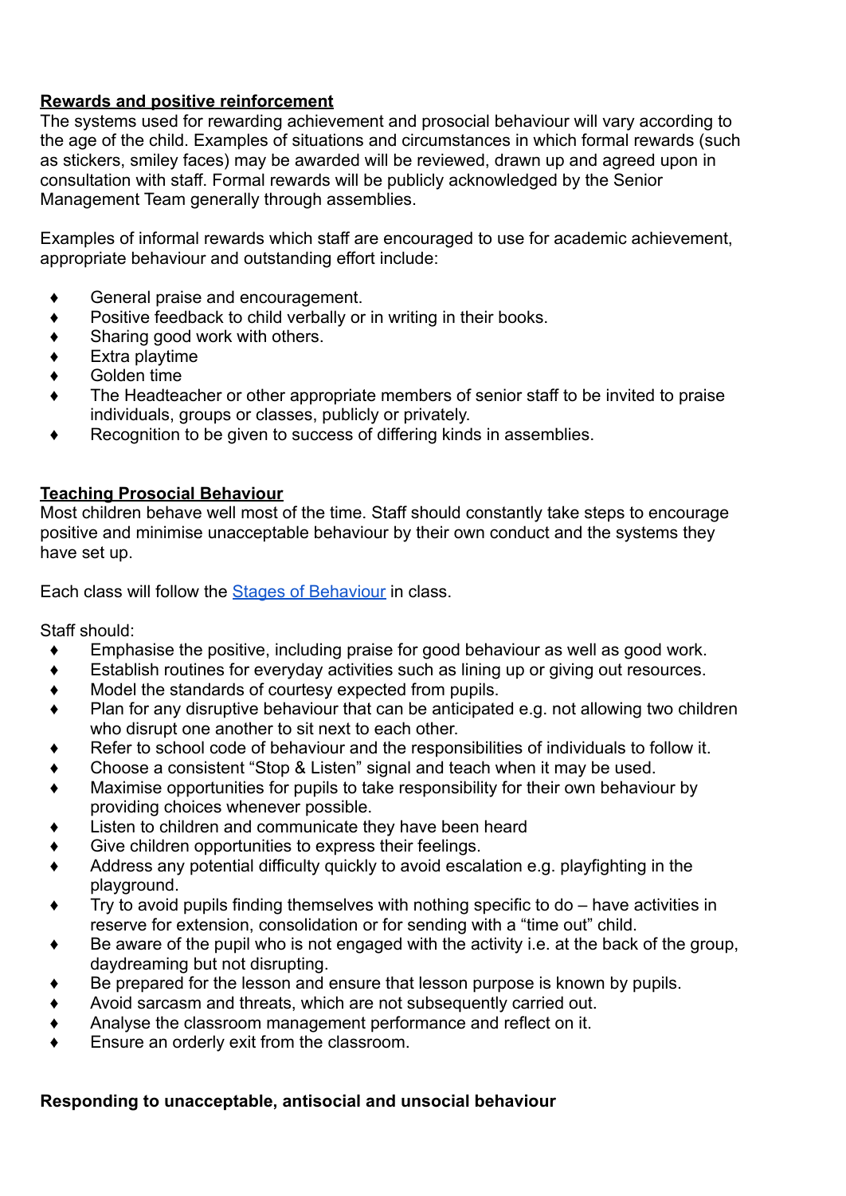**<u>Rewards and positive reinforcement</u>**

The systems used for rewarding achievement and prosocial behaviour will vary according to the age of the child. Examples of situations and circumstances in which formal rewards (such as stickers, smiley faces) may be awarded will be reviewed, drawn up and agreed upon in consultation with staff. Formal rewards will be publicly acknowledged by the Senior Management Team generally through assemblies.

Examples of informal rewards which staff are encouraged to use for academic achievement, appropriate behaviour and outstanding effort include:

- General praise and encouragement.
- Positive feedback to child verbally or in writing in their books.
- Sharing good work with others.
- Extra playtime
- Golden time
- The Headteacher or other appropriate members of senior staff to be invited to praise individuals, groups or classes, publicly or privately.
- Recognition to be given to success of differing kinds in assemblies.

**<u>Teaching Prosocial Behaviour</u>**

Most children behave well most of the time. Staff should constantly take steps to encourage positive and minimise unacceptable behaviour by their own conduct and the systems they have set up.

Each class will follow the [Stages of Behaviour]() in class.

Staff should:

- Emphasise the positive, including praise for good behaviour as well as good work.
- Establish routines for everyday activities such as lining up or giving out resources.
- Model the standards of courtesy expected from pupils.
- Plan for any disruptive behaviour that can be anticipated e.g. not allowing two children who disrupt one another to sit next to each other.
- Refer to school code of behaviour and the responsibilities of individuals to follow it.
- Choose a consistent "Stop & Listen" signal and teach when it may be used.
- Maximise opportunities for pupils to take responsibility for their own behaviour by providing choices whenever possible.
- Listen to children and communicate they have been heard
- Give children opportunities to express their feelings.
- Address any potential difficulty quickly to avoid escalation e.g. playfighting in the playground.
- Try to avoid pupils finding themselves with nothing specific to do – have activities in reserve for extension, consolidation or for sending with a "time out" child.
- Be aware of the pupil who is not engaged with the activity i.e. at the back of the group, daydreaming but not disrupting.
- Be prepared for the lesson and ensure that lesson purpose is known by pupils.
- Avoid sarcasm and threats, which are not subsequently carried out.
- Analyse the classroom management performance and reflect on it.
- Ensure an orderly exit from the classroom.

**Responding to unacceptable, antisocial and unsocial behaviour**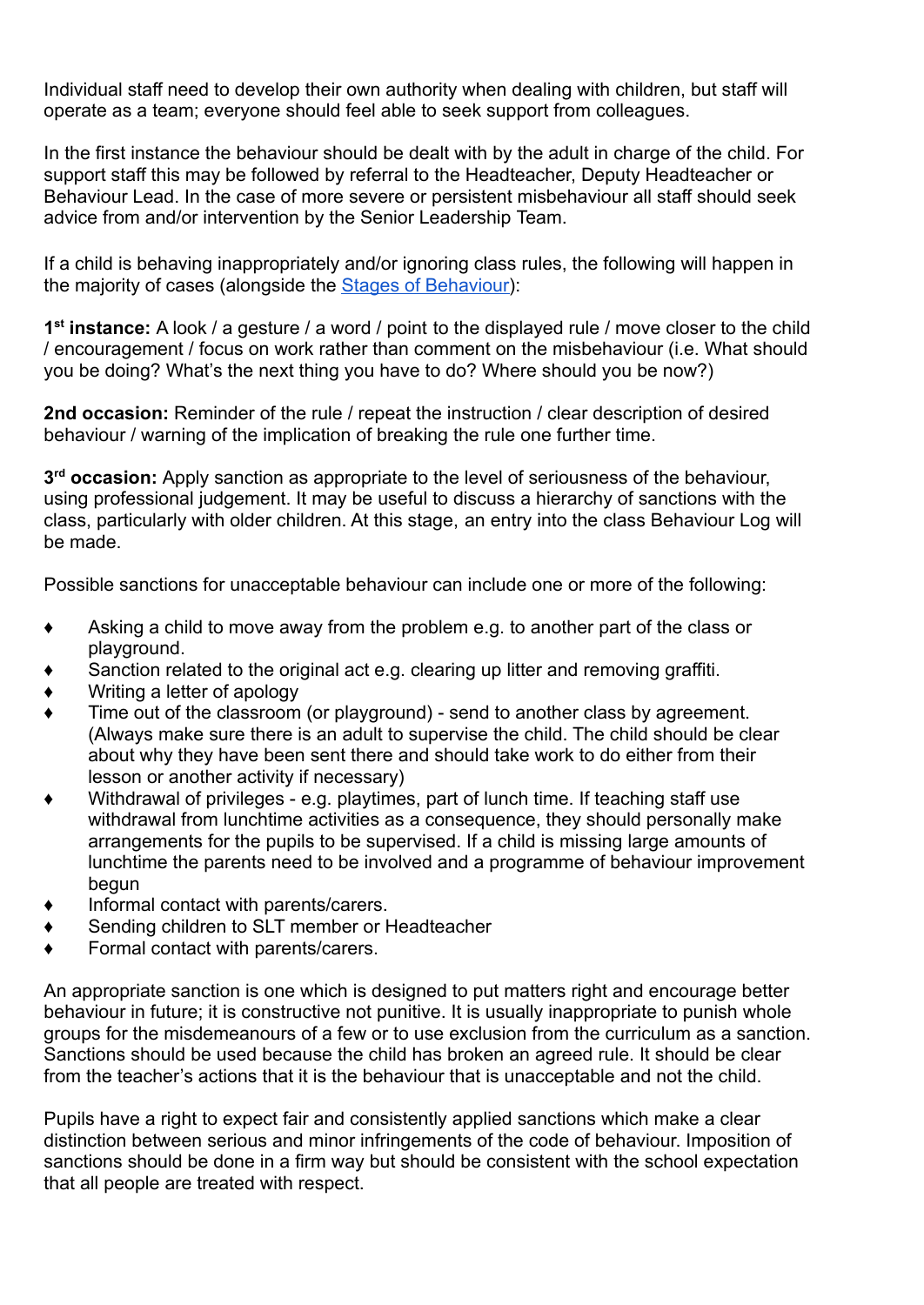Individual staff need to develop their own authority when dealing with children, but staff will operate as a team; everyone should feel able to seek support from colleagues.

In the first instance the behaviour should be dealt with by the adult in charge of the child. For support staff this may be followed by referral to the Headteacher, Deputy Headteacher or Behaviour Lead. In the case of more severe or persistent misbehaviour all staff should seek advice from and/or intervention by the Senior Leadership Team.

If a child is behaving inappropriately and/or ignoring class rules, the following will happen in the majority of cases (alongside the [Stages of Behaviour](#)):

**1st instance:** A look / a gesture / a word / point to the displayed rule / move closer to the child / encouragement / focus on work rather than comment on the misbehaviour (i.e. What should you be doing? What's the next thing you have to do? Where should you be now?)

**2nd occasion:** Reminder of the rule / repeat the instruction / clear description of desired behaviour / warning of the implication of breaking the rule one further time.

**3rd occasion:** Apply sanction as appropriate to the level of seriousness of the behaviour, using professional judgement. It may be useful to discuss a hierarchy of sanctions with the class, particularly with older children. At this stage, an entry into the class Behaviour Log will be made.

Possible sanctions for unacceptable behaviour can include one or more of the following:

- Asking a child to move away from the problem e.g. to another part of the class or playground.
- Sanction related to the original act e.g. clearing up litter and removing graffiti.
- Writing a letter of apology
- Time out of the classroom (or playground) - send to another class by agreement. (Always make sure there is an adult to supervise the child. The child should be clear about why they have been sent there and should take work to do either from their lesson or another activity if necessary)
- Withdrawal of privileges - e.g. playtimes, part of lunch time. If teaching staff use withdrawal from lunchtime activities as a consequence, they should personally make arrangements for the pupils to be supervised. If a child is missing large amounts of lunchtime the parents need to be involved and a programme of behaviour improvement begun
- Informal contact with parents/carers.
- Sending children to SLT member or Headteacher
- Formal contact with parents/carers.

An appropriate sanction is one which is designed to put matters right and encourage better behaviour in future; it is constructive not punitive. It is usually inappropriate to punish whole groups for the misdemeanours of a few or to use exclusion from the curriculum as a sanction. Sanctions should be used because the child has broken an agreed rule. It should be clear from the teacher's actions that it is the behaviour that is unacceptable and not the child.

Pupils have a right to expect fair and consistently applied sanctions which make a clear distinction between serious and minor infringements of the code of behaviour. Imposition of sanctions should be done in a firm way but should be consistent with the school expectation that all people are treated with respect.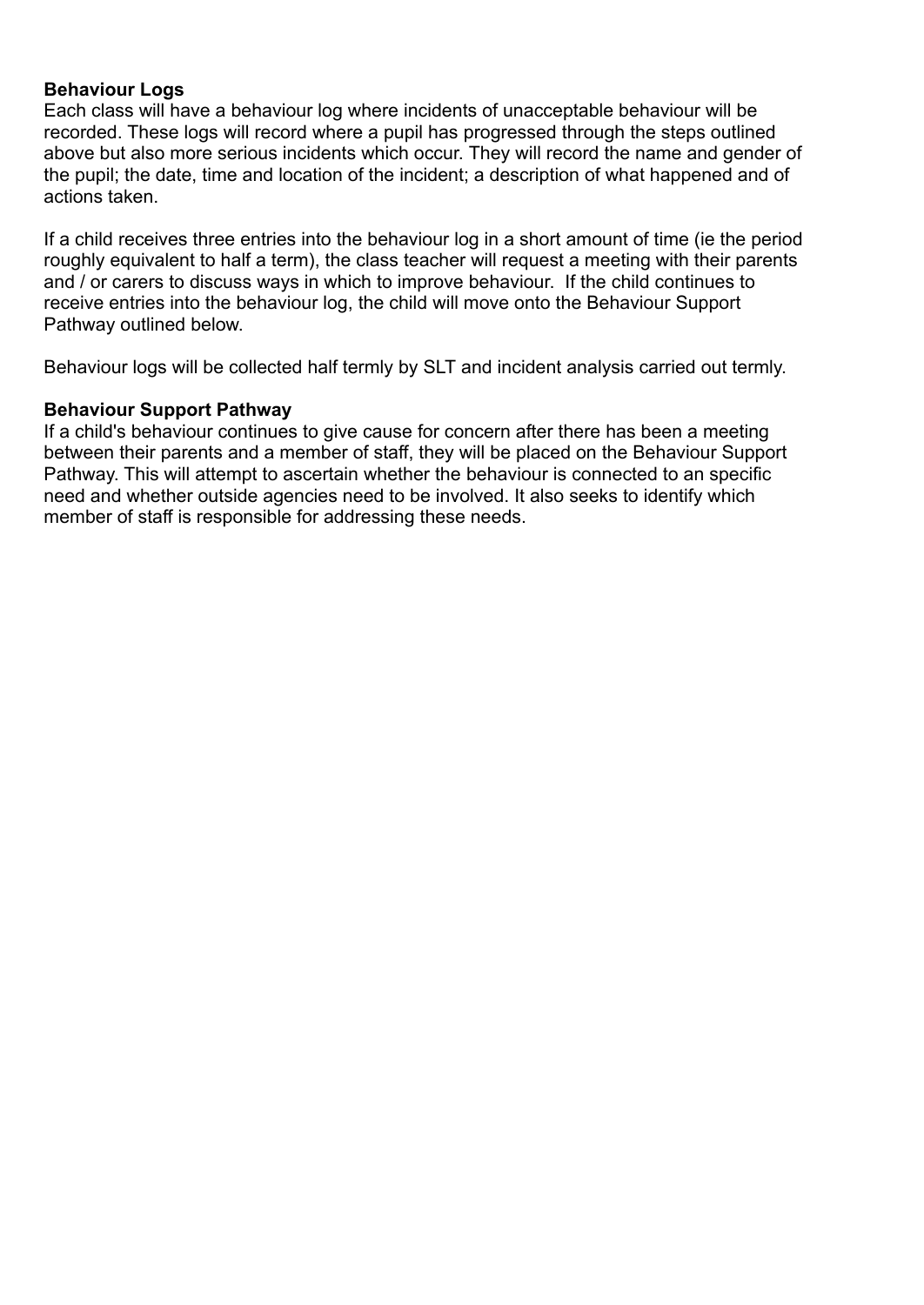**Behaviour Logs**

Each class will have a behaviour log where incidents of unacceptable behaviour will be recorded. These logs will record where a pupil has progressed through the steps outlined above but also more serious incidents which occur. They will record the name and gender of the pupil; the date, time and location of the incident; a description of what happened and of actions taken.

If a child receives three entries into the behaviour log in a short amount of time (ie the period roughly equivalent to half a term), the class teacher will request a meeting with their parents and / or carers to discuss ways in which to improve behaviour. If the child continues to receive entries into the behaviour log, the child will move onto the Behaviour Support Pathway outlined below.

Behaviour logs will be collected half termly by SLT and incident analysis carried out termly.

**Behaviour Support Pathway**

If a child's behaviour continues to give cause for concern after there has been a meeting between their parents and a member of staff, they will be placed on the Behaviour Support Pathway. This will attempt to ascertain whether the behaviour is connected to an specific need and whether outside agencies need to be involved. It also seeks to identify which member of staff is responsible for addressing these needs.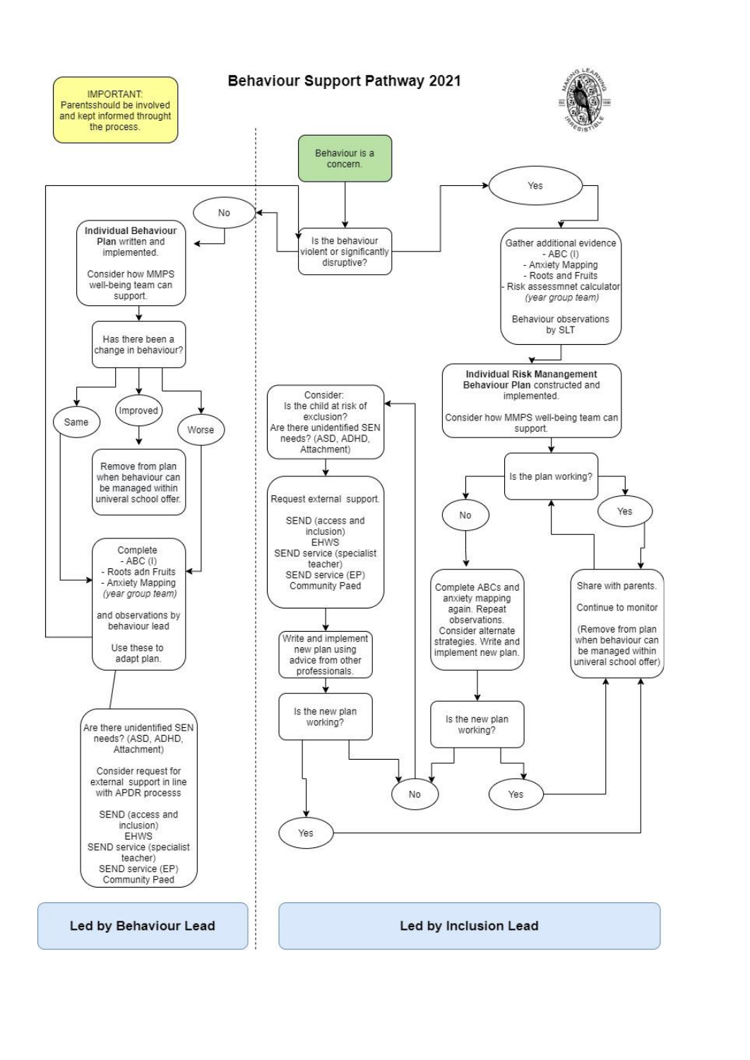# Behaviour Support Pathway 2021

**IMPORTANT:** Parentsshould be involved and kept informed throught the process.

Behaviour is a concern.

Is the behaviour violent or significantly disruptive?

## No

**Individual Behaviour Plan** written and implemented.

Consider how MMPS well-being team can support.

Has there been a change in behaviour?

- **Same**
- **Improved** → Remove from plan when behaviour can be managed within univeral school offer.
- **Worse**

Complete
- ABC (I)
- Roots adn Fruits
- Anxiety Mapping
*(year group team)*

and observations by behaviour lead

Use these to adapt plan.

Are there unidentified SEN needs? (ASD, ADHD, Attachment)

Consider request for external support in line with APDR processs

SEND (access and inclusion)
EHWS
SEND service (specialist teacher)
SEND service (EP)
Community Paed

**Led by Behaviour Lead**

## Yes

Gather additional evidence
- ABC (I)
- Anxiety Mapping
- Roots and Fruits
- Risk assessmnet calculator
*(year group team)*

Behaviour observations by SLT

**Individual Risk Manangement Behaviour Plan** constructed and implemented.

Consider how MMPS well-being team can support.

Is the plan working?

- **Yes** → Share with parents. Continue to monitor (Remove from plan when behaviour can be managed within univeral school offer)
- **No** → Complete ABCs and anxiety mapping again. Repeat observations. Consider alternate strategies. Write and implement new plan.

Is the new plan working?

- **Yes** → Share with parents. Continue to monitor.
- **No** →

Consider:
Is the child at risk of exclusion?
Are there unidentified SEN needs? (ASD, ADHD, Attachment)

Request external support.

SEND (access and inclusion)
EHWS
SEND service (specialist teacher)
SEND service (EP)
Community Paed

Write and implement new plan using advice from other professionals.

Is the new plan working?

- **Yes** → Share with parents. Continue to monitor.
- **No** → Consider: Is the child at risk of exclusion?

**Led by Inclusion Lead**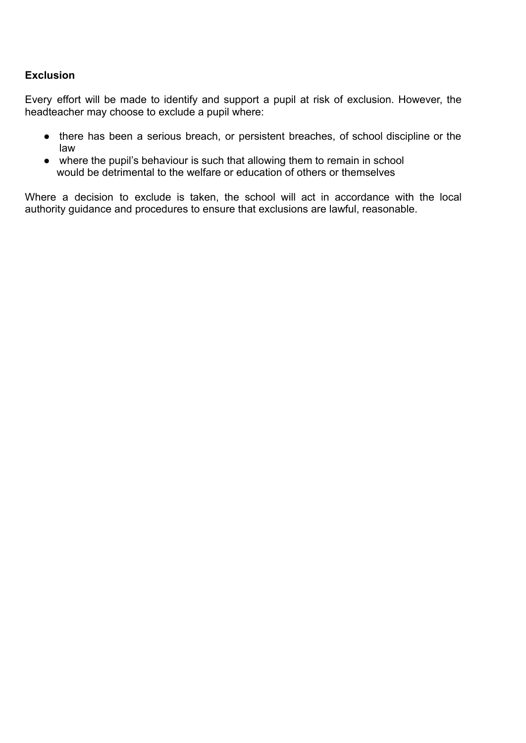**Exclusion**

Every effort will be made to identify and support a pupil at risk of exclusion. However, the headteacher may choose to exclude a pupil where:

- there has been a serious breach, or persistent breaches, of school discipline or the law
- where the pupil's behaviour is such that allowing them to remain in school would be detrimental to the welfare or education of others or themselves

Where a decision to exclude is taken, the school will act in accordance with the local authority guidance and procedures to ensure that exclusions are lawful, reasonable.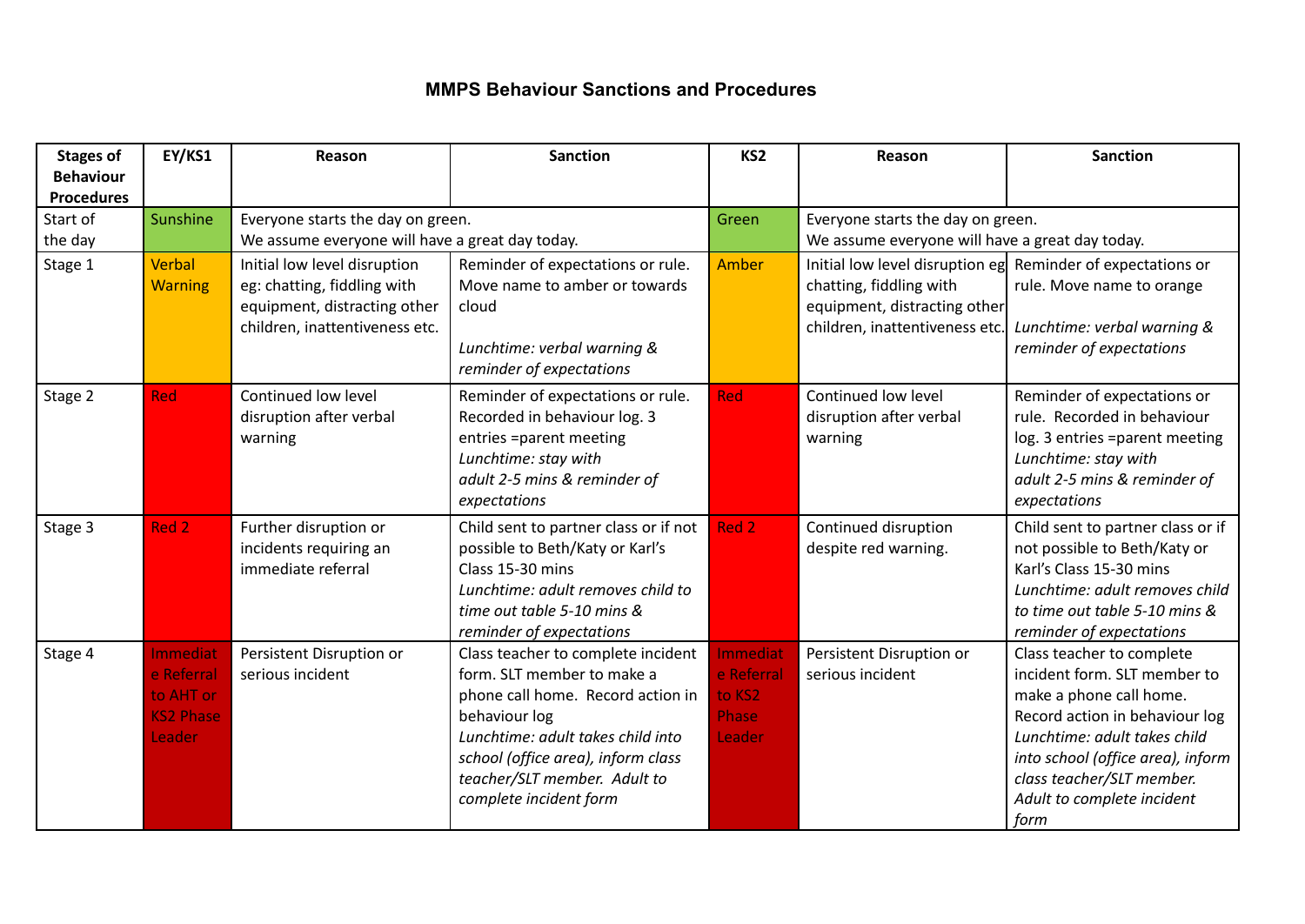## MMPS Behaviour Sanctions and Procedures

| Stages of Behaviour Procedures | EY/KS1 | Reason | Sanction | KS2 | Reason | Sanction |
|---|---|---|---|---|---|---|
| Start of the day | Sunshine | Everyone starts the day on green.<br>We assume everyone will have a great day today. | | Green | Everyone starts the day on green.<br>We assume everyone will have a great day today. | |
| Stage 1 | Verbal Warning | Initial low level disruption eg: chatting, fiddling with equipment, distracting other children, inattentiveness etc. | Reminder of expectations or rule. Move name to amber or towards cloud<br><br>*Lunchtime: verbal warning & reminder of expectations* | Amber | Initial low level disruption eg chatting, fiddling with equipment, distracting other children, inattentiveness etc. | Reminder of expectations or rule. Move name to orange<br><br>*Lunchtime: verbal warning & reminder of expectations* |
| Stage 2 | Red | Continued low level disruption after verbal warning | Reminder of expectations or rule. Recorded in behaviour log. 3 entries =parent meeting<br>*Lunchtime: stay with adult 2-5 mins & reminder of expectations* | Red | Continued low level disruption after verbal warning | Reminder of expectations or rule. Recorded in behaviour log. 3 entries =parent meeting<br>*Lunchtime: stay with adult 2-5 mins & reminder of expectations* |
| Stage 3 | Red 2 | Further disruption or incidents requiring an immediate referral | Child sent to partner class or if not possible to Beth/Katy or Karl's Class 15-30 mins<br>*Lunchtime: adult removes child to time out table 5-10 mins & reminder of expectations* | Red 2 | Continued disruption despite red warning. | Child sent to partner class or if not possible to Beth/Katy or Karl's Class 15-30 mins<br>*Lunchtime: adult removes child to time out table 5-10 mins & reminder of expectations* |
| Stage 4 | Immediate Referral to AHT or KS2 Phase Leader | Persistent Disruption or serious incident | Class teacher to complete incident form. SLT member to make a phone call home. Record action in behaviour log<br>*Lunchtime: adult takes child into school (office area), inform class teacher/SLT member. Adult to complete incident form* | Immediate Referral to KS2 Phase Leader | Persistent Disruption or serious incident | Class teacher to complete incident form. SLT member to make a phone call home. Record action in behaviour log<br>*Lunchtime: adult takes child into school (office area), inform class teacher/SLT member. Adult to complete incident form* |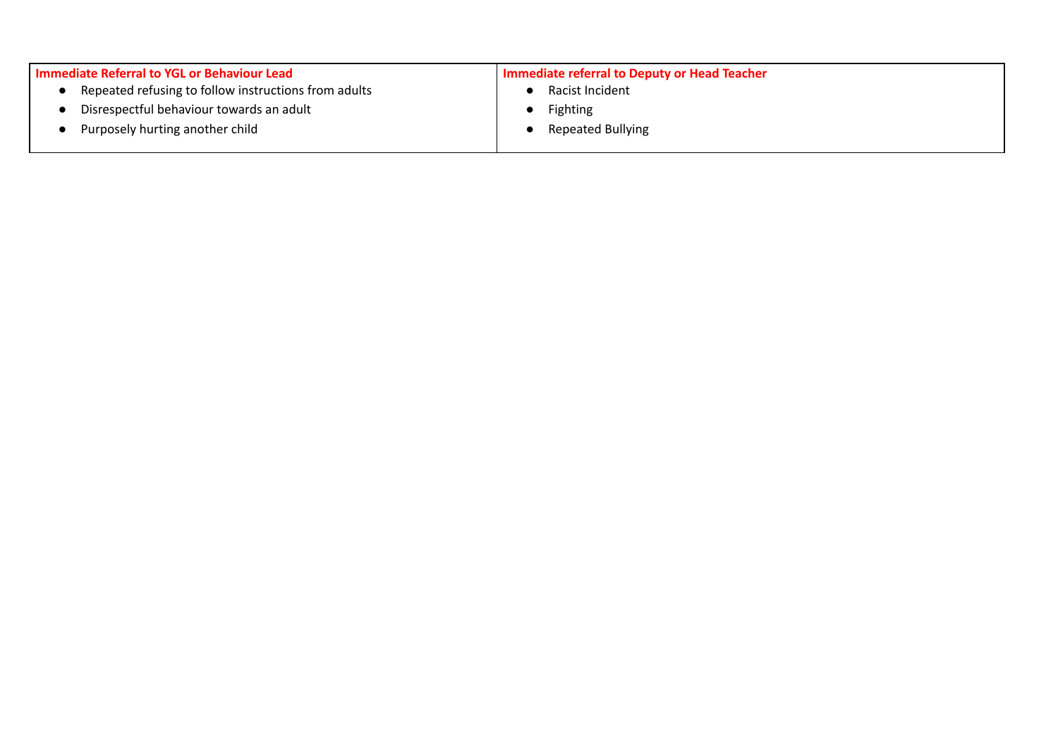| Immediate Referral to YGL or Behaviour Lead | Immediate referral to Deputy or Head Teacher |
| --- | --- |
| <ul><li>Repeated refusing to follow instructions from adults</li><li>Disrespectful behaviour towards an adult</li><li>Purposely hurting another child</li></ul> | <ul><li>Racist Incident</li><li>Fighting</li><li>Repeated Bullying</li></ul> |